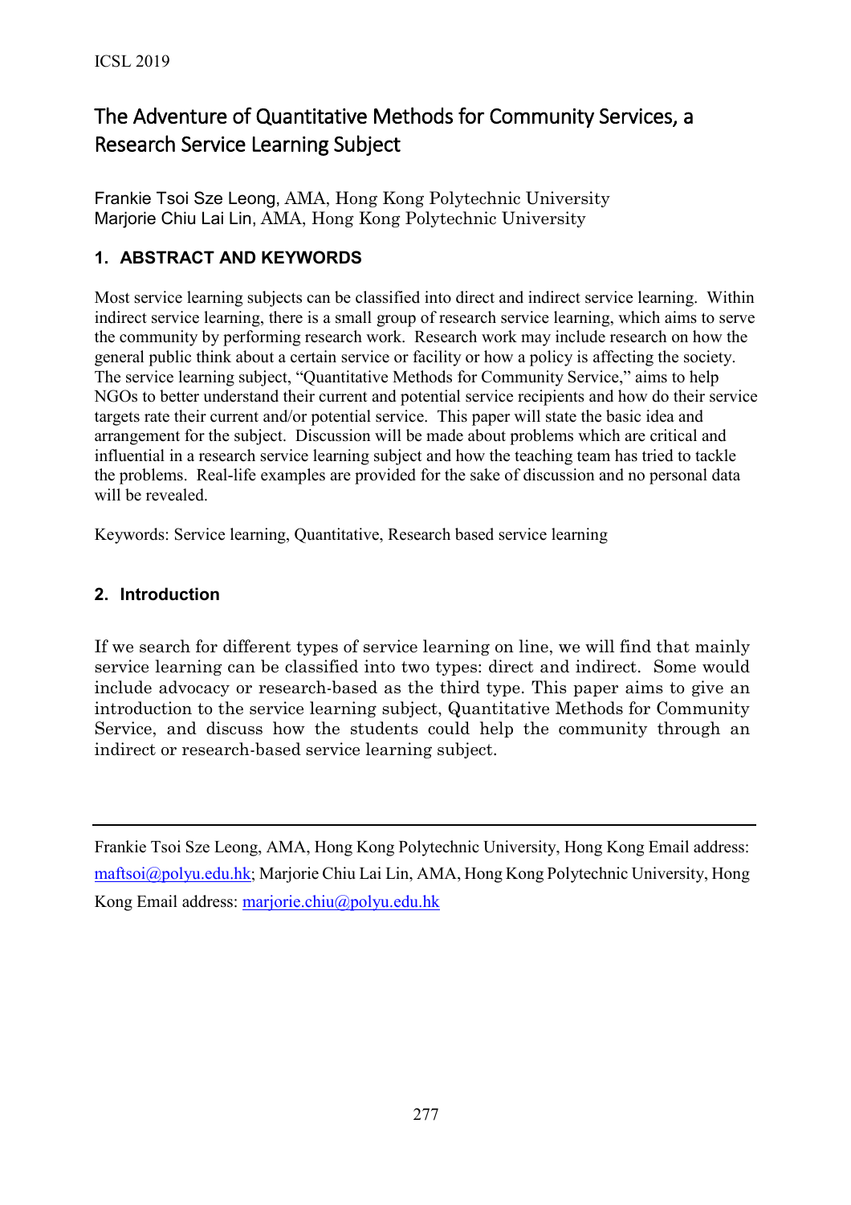# The Adventure of Quantitative Methods for Community Services, a Research Service Learning Subject

Frankie Tsoi Sze Leong, AMA, Hong Kong Polytechnic University
Marjorie Chiu Lai Lin, AMA, Hong Kong Polytechnic University

## 1. ABSTRACT AND KEYWORDS

Most service learning subjects can be classified into direct and indirect service learning. Within indirect service learning, there is a small group of research service learning, which aims to serve the community by performing research work. Research work may include research on how the general public think about a certain service or facility or how a policy is affecting the society. The service learning subject, "Quantitative Methods for Community Service," aims to help NGOs to better understand their current and potential service recipients and how do their service targets rate their current and/or potential service. This paper will state the basic idea and arrangement for the subject. Discussion will be made about problems which are critical and influential in a research service learning subject and how the teaching team has tried to tackle the problems. Real-life examples are provided for the sake of discussion and no personal data will be revealed.

Keywords: Service learning, Quantitative, Research based service learning

## 2. Introduction

If we search for different types of service learning on line, we will find that mainly service learning can be classified into two types: direct and indirect. Some would include advocacy or research-based as the third type. This paper aims to give an introduction to the service learning subject, Quantitative Methods for Community Service, and discuss how the students could help the community through an indirect or research-based service learning subject.

---

Frankie Tsoi Sze Leong, AMA, Hong Kong Polytechnic University, Hong Kong Email address: maftsoi@polyu.edu.hk; Marjorie Chiu Lai Lin, AMA, Hong Kong Polytechnic University, Hong Kong Email address: marjorie.chiu@polyu.edu.hk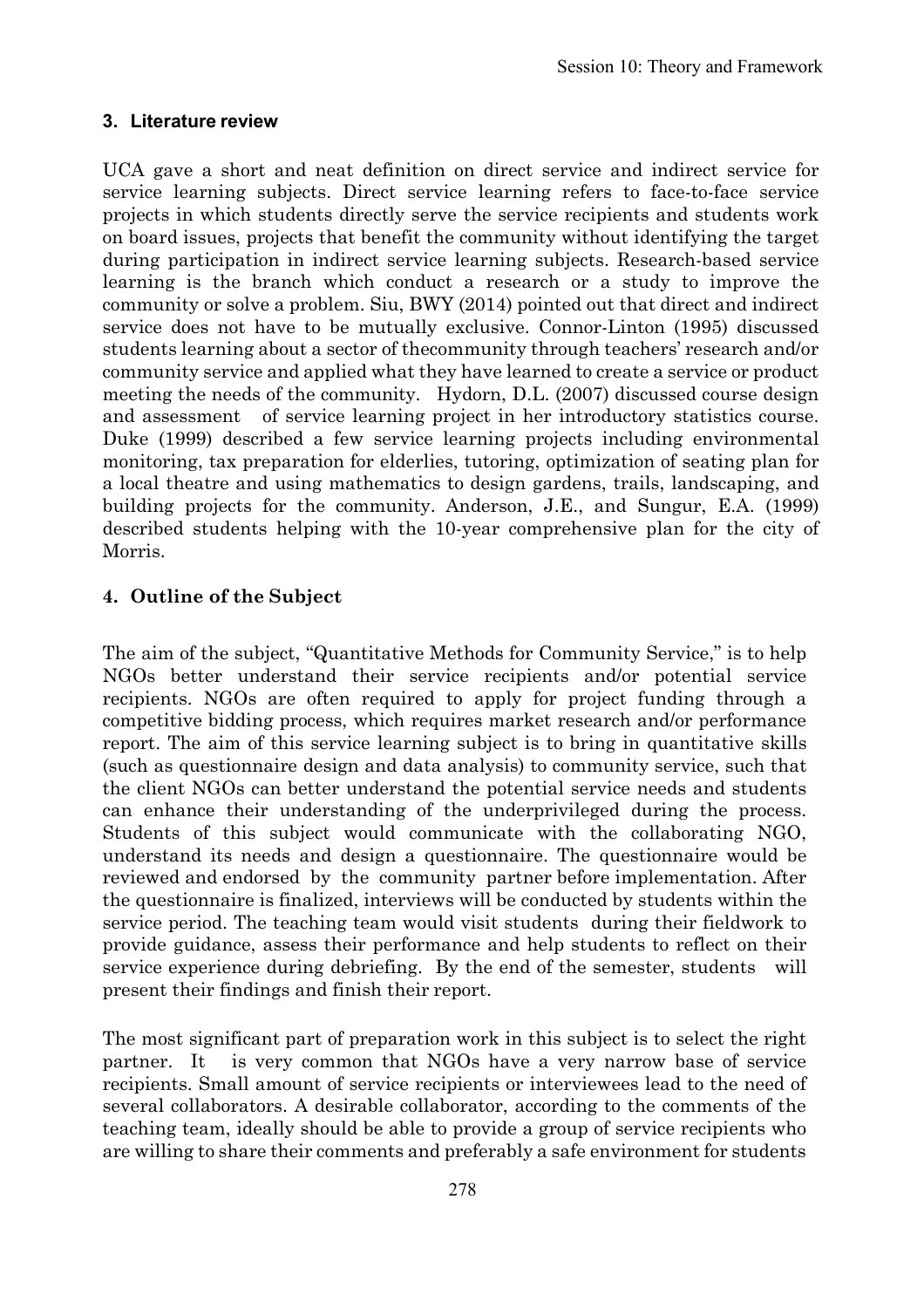## 3. Literature review

UCA gave a short and neat definition on direct service and indirect service for service learning subjects. Direct service learning refers to face-to-face service projects in which students directly serve the service recipients and students work on board issues, projects that benefit the community without identifying the target during participation in indirect service learning subjects. Research-based service learning is the branch which conduct a research or a study to improve the community or solve a problem. Siu, BWY (2014) pointed out that direct and indirect service does not have to be mutually exclusive. Connor-Linton (1995) discussed students learning about a sector of thecommunity through teachers' research and/or community service and applied what they have learned to create a service or product meeting the needs of the community. Hydorn, D.L. (2007) discussed course design and assessment of service learning project in her introductory statistics course. Duke (1999) described a few service learning projects including environmental monitoring, tax preparation for elderlies, tutoring, optimization of seating plan for a local theatre and using mathematics to design gardens, trails, landscaping, and building projects for the community. Anderson, J.E., and Sungur, E.A. (1999) described students helping with the 10-year comprehensive plan for the city of Morris.

## 4. Outline of the Subject

The aim of the subject, "Quantitative Methods for Community Service," is to help NGOs better understand their service recipients and/or potential service recipients. NGOs are often required to apply for project funding through a competitive bidding process, which requires market research and/or performance report. The aim of this service learning subject is to bring in quantitative skills (such as questionnaire design and data analysis) to community service, such that the client NGOs can better understand the potential service needs and students can enhance their understanding of the underprivileged during the process. Students of this subject would communicate with the collaborating NGO, understand its needs and design a questionnaire. The questionnaire would be reviewed and endorsed by the community partner before implementation. After the questionnaire is finalized, interviews will be conducted by students within the service period. The teaching team would visit students during their fieldwork to provide guidance, assess their performance and help students to reflect on their service experience during debriefing. By the end of the semester, students will present their findings and finish their report.

The most significant part of preparation work in this subject is to select the right partner. It is very common that NGOs have a very narrow base of service recipients. Small amount of service recipients or interviewees lead to the need of several collaborators. A desirable collaborator, according to the comments of the teaching team, ideally should be able to provide a group of service recipients who are willing to share their comments and preferably a safe environment for students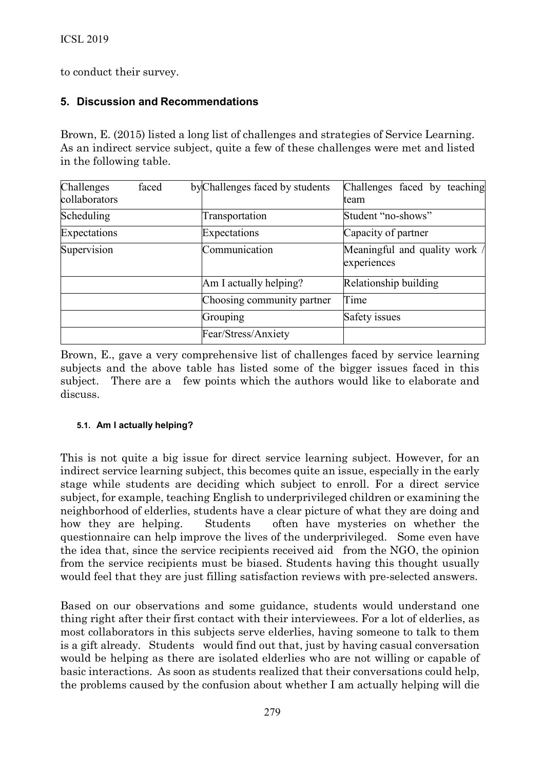to conduct their survey.

## 5. Discussion and Recommendations

Brown, E. (2015) listed a long list of challenges and strategies of Service Learning. As an indirect service subject, quite a few of these challenges were met and listed in the following table.

| Challenges faced by collaborators | Challenges faced by students | Challenges faced by teaching team |
|---|---|---|
| Scheduling | Transportation | Student "no-shows" |
| Expectations | Expectations | Capacity of partner |
| Supervision | Communication | Meaningful and quality work / experiences |
| | Am I actually helping? | Relationship building |
| | Choosing community partner | Time |
| | Grouping | Safety issues |
| | Fear/Stress/Anxiety | |

Brown, E., gave a very comprehensive list of challenges faced by service learning subjects and the above table has listed some of the bigger issues faced in this subject. There are a few points which the authors would like to elaborate and discuss.

#### 5.1. Am I actually helping?

This is not quite a big issue for direct service learning subject. However, for an indirect service learning subject, this becomes quite an issue, especially in the early stage while students are deciding which subject to enroll. For a direct service subject, for example, teaching English to underprivileged children or examining the neighborhood of elderlies, students have a clear picture of what they are doing and how they are helping. Students often have mysteries on whether the questionnaire can help improve the lives of the underprivileged. Some even have the idea that, since the service recipients received aid from the NGO, the opinion from the service recipients must be biased. Students having this thought usually would feel that they are just filling satisfaction reviews with pre-selected answers.

Based on our observations and some guidance, students would understand one thing right after their first contact with their interviewees. For a lot of elderlies, as most collaborators in this subjects serve elderlies, having someone to talk to them is a gift already. Students would find out that, just by having casual conversation would be helping as there are isolated elderlies who are not willing or capable of basic interactions. As soon as students realized that their conversations could help, the problems caused by the confusion about whether I am actually helping will die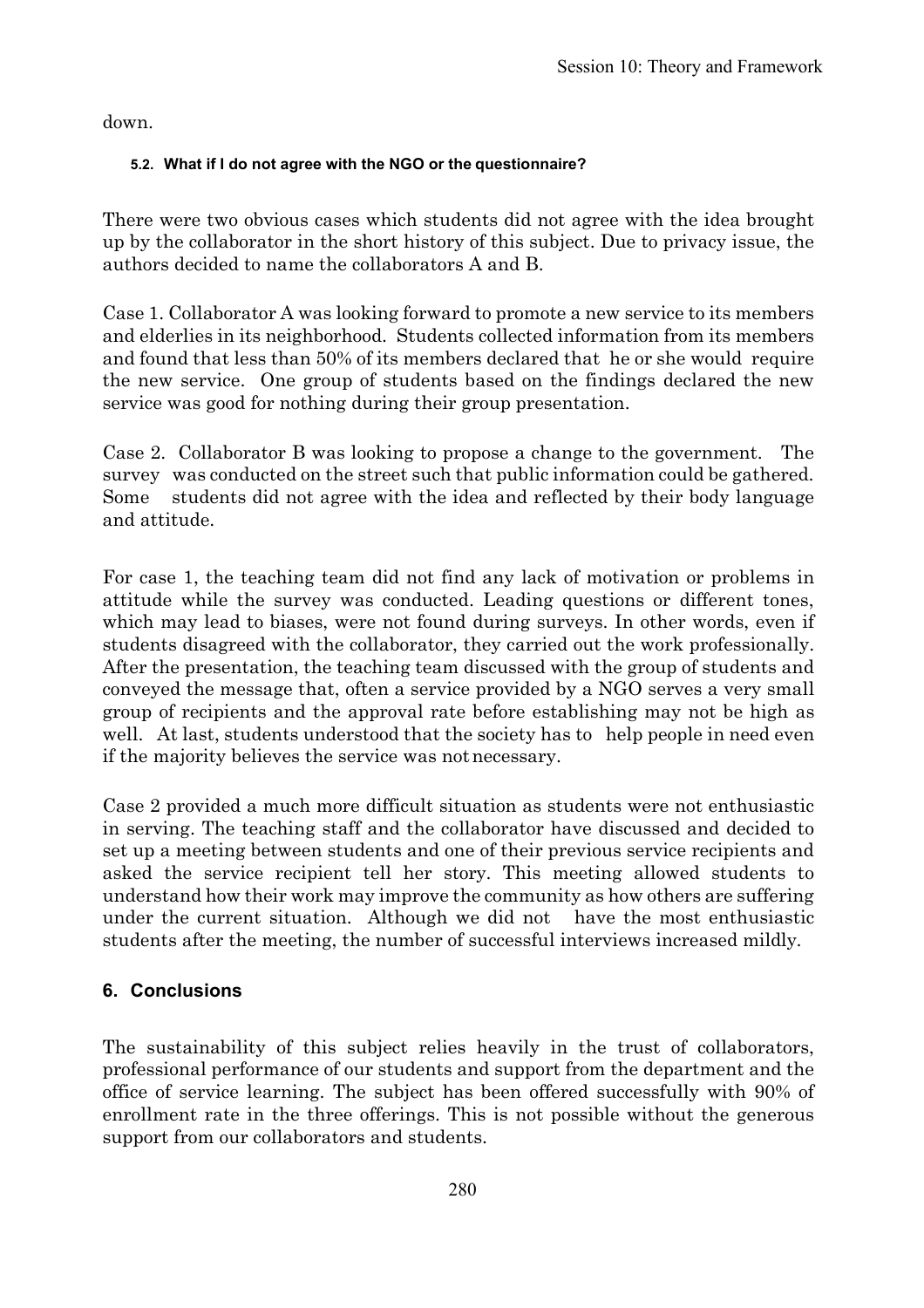down.

#### 5.2. What if I do not agree with the NGO or the questionnaire?

There were two obvious cases which students did not agree with the idea brought up by the collaborator in the short history of this subject. Due to privacy issue, the authors decided to name the collaborators A and B.

Case 1. Collaborator A was looking forward to promote a new service to its members and elderlies in its neighborhood. Students collected information from its members and found that less than 50% of its members declared that he or she would require the new service. One group of students based on the findings declared the new service was good for nothing during their group presentation.

Case 2. Collaborator B was looking to propose a change to the government. The survey was conducted on the street such that public information could be gathered. Some students did not agree with the idea and reflected by their body language and attitude.

For case 1, the teaching team did not find any lack of motivation or problems in attitude while the survey was conducted. Leading questions or different tones, which may lead to biases, were not found during surveys. In other words, even if students disagreed with the collaborator, they carried out the work professionally. After the presentation, the teaching team discussed with the group of students and conveyed the message that, often a service provided by a NGO serves a very small group of recipients and the approval rate before establishing may not be high as well. At last, students understood that the society has to help people in need even if the majority believes the service was not necessary.

Case 2 provided a much more difficult situation as students were not enthusiastic in serving. The teaching staff and the collaborator have discussed and decided to set up a meeting between students and one of their previous service recipients and asked the service recipient tell her story. This meeting allowed students to understand how their work may improve the community as how others are suffering under the current situation. Although we did not have the most enthusiastic students after the meeting, the number of successful interviews increased mildly.

## 6. Conclusions

The sustainability of this subject relies heavily in the trust of collaborators, professional performance of our students and support from the department and the office of service learning. The subject has been offered successfully with 90% of enrollment rate in the three offerings. This is not possible without the generous support from our collaborators and students.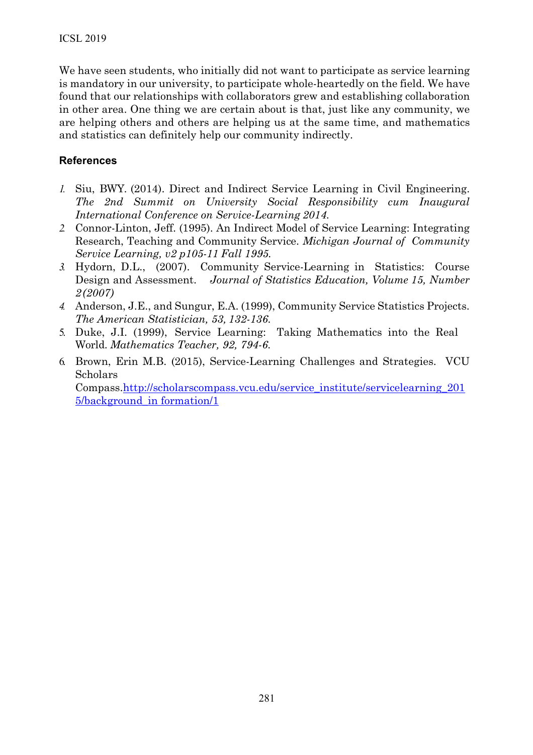We have seen students, who initially did not want to participate as service learning is mandatory in our university, to participate whole-heartedly on the field. We have found that our relationships with collaborators grew and establishing collaboration in other area. One thing we are certain about is that, just like any community, we are helping others and others are helping us at the same time, and mathematics and statistics can definitely help our community indirectly.

## References

1. Siu, BWY. (2014). Direct and Indirect Service Learning in Civil Engineering. *The 2nd Summit on University Social Responsibility cum Inaugural International Conference on Service-Learning 2014.*
2. Connor-Linton, Jeff. (1995). An Indirect Model of Service Learning: Integrating Research, Teaching and Community Service. *Michigan Journal of Community Service Learning, v2 p105-11 Fall 1995.*
3. Hydorn, D.L., (2007). Community Service-Learning in Statistics: Course Design and Assessment. *Journal of Statistics Education, Volume 15, Number 2(2007)*
4. Anderson, J.E., and Sungur, E.A. (1999), Community Service Statistics Projects. *The American Statistician, 53, 132-136.*
5. Duke, J.I. (1999), Service Learning: Taking Mathematics into the Real World. *Mathematics Teacher, 92, 794-6.*
6. Brown, Erin M.B. (2015), Service-Learning Challenges and Strategies. VCU Scholars Compass.http://scholarscompass.vcu.edu/service_institute/servicelearning_2015/background_in formation/1